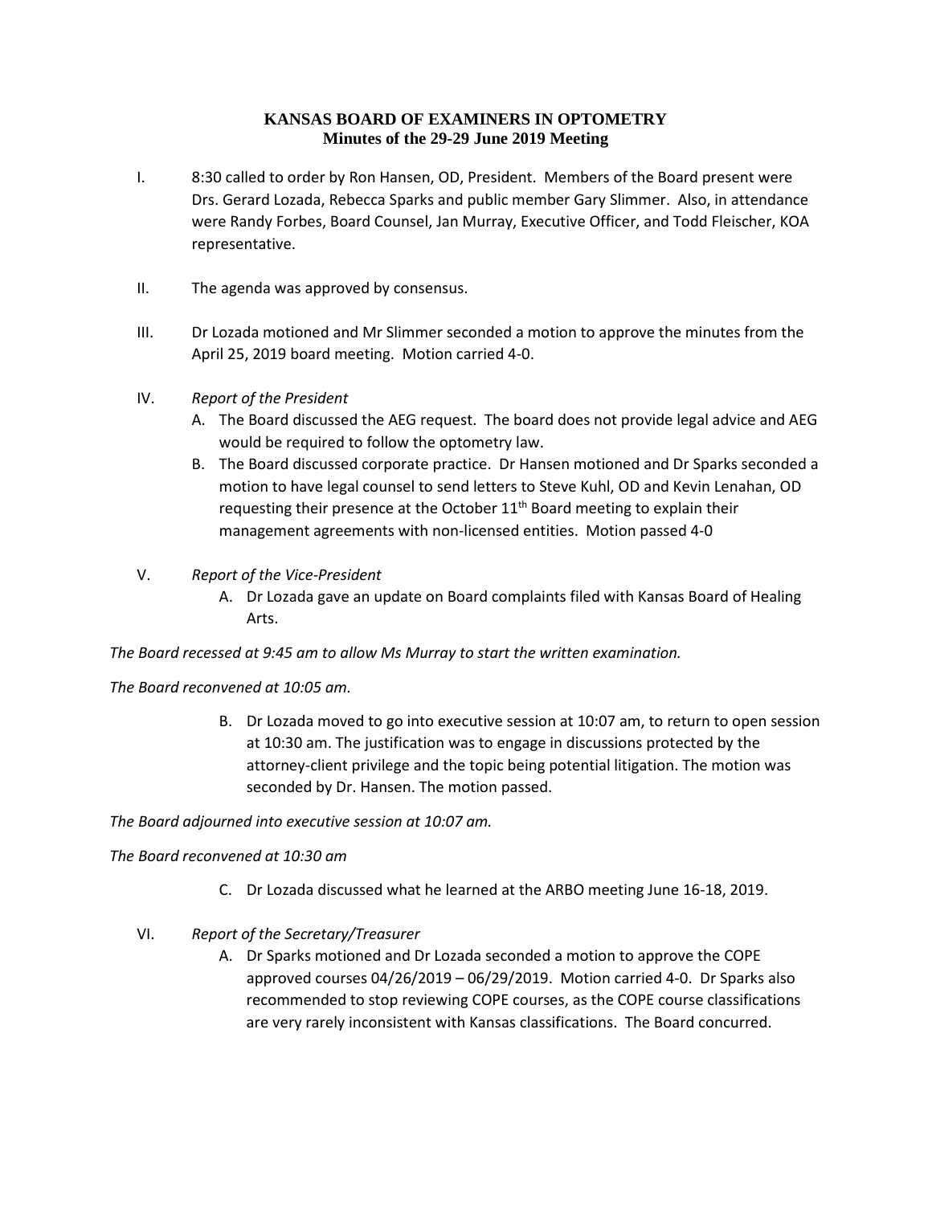# KANSAS BOARD OF EXAMINERS IN OPTOMETRY
## Minutes of the 29-29 June 2019 Meeting

I. 8:30 called to order by Ron Hansen, OD, President. Members of the Board present were Drs. Gerard Lozada, Rebecca Sparks and public member Gary Slimmer. Also, in attendance were Randy Forbes, Board Counsel, Jan Murray, Executive Officer, and Todd Fleischer, KOA representative.

II. The agenda was approved by consensus.

III. Dr Lozada motioned and Mr Slimmer seconded a motion to approve the minutes from the April 25, 2019 board meeting. Motion carried 4-0.

IV. *Report of the President*

   A. The Board discussed the AEG request. The board does not provide legal advice and AEG would be required to follow the optometry law.

   B. The Board discussed corporate practice. Dr Hansen motioned and Dr Sparks seconded a motion to have legal counsel to send letters to Steve Kuhl, OD and Kevin Lenahan, OD requesting their presence at the October 11th Board meeting to explain their management agreements with non-licensed entities. Motion passed 4-0

V. *Report of the Vice-President*

   A. Dr Lozada gave an update on Board complaints filed with Kansas Board of Healing Arts.

*The Board recessed at 9:45 am to allow Ms Murray to start the written examination.*

*The Board reconvened at 10:05 am.*

   B. Dr Lozada moved to go into executive session at 10:07 am, to return to open session at 10:30 am. The justification was to engage in discussions protected by the attorney-client privilege and the topic being potential litigation. The motion was seconded by Dr. Hansen. The motion passed.

*The Board adjourned into executive session at 10:07 am.*

*The Board reconvened at 10:30 am*

   C. Dr Lozada discussed what he learned at the ARBO meeting June 16-18, 2019.

VI. *Report of the Secretary/Treasurer*

   A. Dr Sparks motioned and Dr Lozada seconded a motion to approve the COPE approved courses 04/26/2019 – 06/29/2019. Motion carried 4-0. Dr Sparks also recommended to stop reviewing COPE courses, as the COPE course classifications are very rarely inconsistent with Kansas classifications. The Board concurred.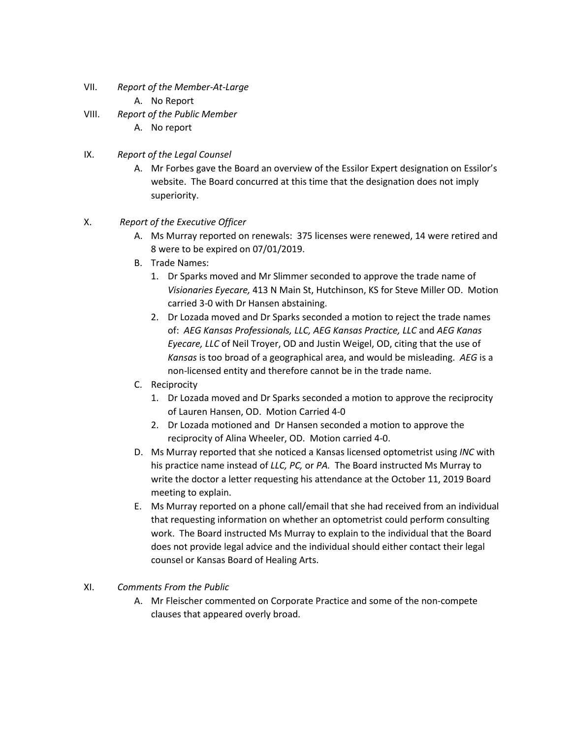VII. *Report of the Member-At-Large*

   A. No Report

VIII. *Report of the Public Member*

   A. No report

IX. *Report of the Legal Counsel*

   A. Mr Forbes gave the Board an overview of the Essilor Expert designation on Essilor's website. The Board concurred at this time that the designation does not imply superiority.

X. *Report of the Executive Officer*

   A. Ms Murray reported on renewals: 375 licenses were renewed, 14 were retired and 8 were to be expired on 07/01/2019.
   B. Trade Names:
      1. Dr Sparks moved and Mr Slimmer seconded to approve the trade name of *Visionaries Eyecare,* 413 N Main St, Hutchinson, KS for Steve Miller OD. Motion carried 3-0 with Dr Hansen abstaining.
      2. Dr Lozada moved and Dr Sparks seconded a motion to reject the trade names of: *AEG Kansas Professionals, LLC, AEG Kansas Practice, LLC* and *AEG Kanas Eyecare, LLC* of Neil Troyer, OD and Justin Weigel, OD, citing that the use of *Kansas* is too broad of a geographical area, and would be misleading. *AEG* is a non-licensed entity and therefore cannot be in the trade name.
   C. Reciprocity
      1. Dr Lozada moved and Dr Sparks seconded a motion to approve the reciprocity of Lauren Hansen, OD. Motion Carried 4-0
      2. Dr Lozada motioned and Dr Hansen seconded a motion to approve the reciprocity of Alina Wheeler, OD. Motion carried 4-0.
   D. Ms Murray reported that she noticed a Kansas licensed optometrist using *INC* with his practice name instead of *LLC, PC,* or *PA.* The Board instructed Ms Murray to write the doctor a letter requesting his attendance at the October 11, 2019 Board meeting to explain.
   E. Ms Murray reported on a phone call/email that she had received from an individual that requesting information on whether an optometrist could perform consulting work. The Board instructed Ms Murray to explain to the individual that the Board does not provide legal advice and the individual should either contact their legal counsel or Kansas Board of Healing Arts.

XI. *Comments From the Public*

   A. Mr Fleischer commented on Corporate Practice and some of the non-compete clauses that appeared overly broad.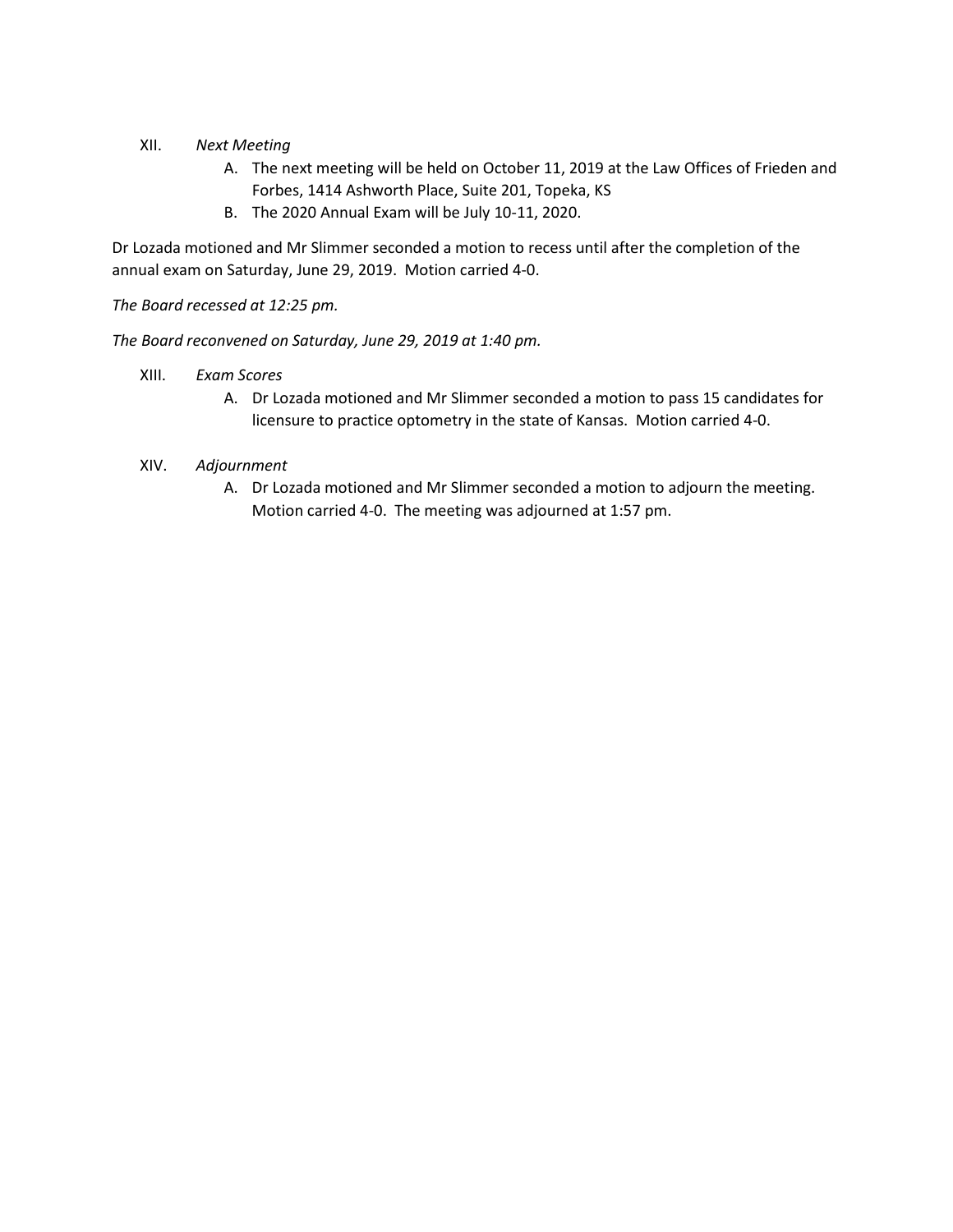XII. *Next Meeting*

A. The next meeting will be held on October 11, 2019 at the Law Offices of Frieden and Forbes, 1414 Ashworth Place, Suite 201, Topeka, KS

B. The 2020 Annual Exam will be July 10-11, 2020.

Dr Lozada motioned and Mr Slimmer seconded a motion to recess until after the completion of the annual exam on Saturday, June 29, 2019. Motion carried 4-0.

*The Board recessed at 12:25 pm.*

*The Board reconvened on Saturday, June 29, 2019 at 1:40 pm.*

XIII. *Exam Scores*

A. Dr Lozada motioned and Mr Slimmer seconded a motion to pass 15 candidates for licensure to practice optometry in the state of Kansas. Motion carried 4-0.

XIV. *Adjournment*

A. Dr Lozada motioned and Mr Slimmer seconded a motion to adjourn the meeting. Motion carried 4-0. The meeting was adjourned at 1:57 pm.